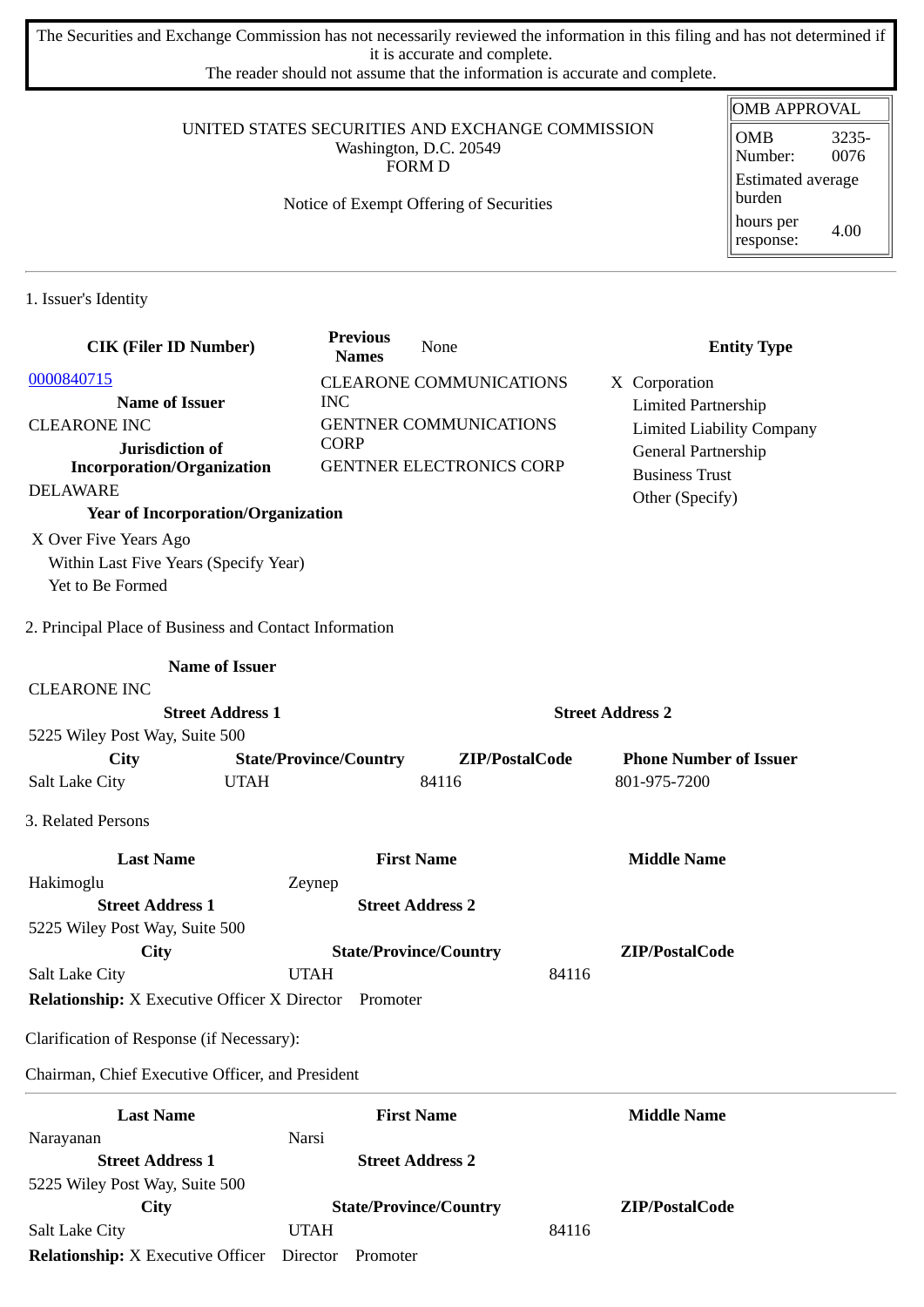The Securities and Exchange Commission has not necessarily reviewed the information in this filing and has not determined if it is accurate and complete.
The reader should not assume that the information is accurate and complete.

| OMB APPROVAL | |
|---|---|
| OMB Number: | 3235-0076 |
| Estimated average burden | |
| hours per response: | 4.00 |

UNITED STATES SECURITIES AND EXCHANGE COMMISSION
Washington, D.C. 20549
FORM D

Notice of Exempt Offering of Securities

## 1. Issuer's Identity

| CIK (Filer ID Number) | Previous Names | Entity Type |
|---|---|---|
| 0000840715 | None | X Corporation |
| **Name of Issuer** | CLEARONE COMMUNICATIONS INC | Limited Partnership |
| CLEARONE INC | GENTNER COMMUNICATIONS CORP | Limited Liability Company |
| **Jurisdiction of Incorporation/Organization** | GENTNER ELECTRONICS CORP | General Partnership |
| DELAWARE | | Business Trust |
| | | Other (Specify) |

**Year of Incorporation/Organization**

X Over Five Years Ago
Within Last Five Years (Specify Year)
Yet to Be Formed

## 2. Principal Place of Business and Contact Information

**Name of Issuer**
CLEARONE INC

| Street Address 1 | Street Address 2 |
|---|---|
| 5225 Wiley Post Way, Suite 500 | |

| City | State/Province/Country | ZIP/PostalCode | Phone Number of Issuer |
|---|---|---|---|
| Salt Lake City | UTAH | 84116 | 801-975-7200 |

## 3. Related Persons

| Last Name | First Name | Middle Name |
|---|---|---|
| Hakimoglu | Zeynep | |

| Street Address 1 | Street Address 2 |
|---|---|
| 5225 Wiley Post Way, Suite 500 | |

| City | State/Province/Country | ZIP/PostalCode |
|---|---|---|
| Salt Lake City | UTAH | 84116 |

**Relationship:** X Executive Officer X Director Promoter

Clarification of Response (if Necessary):

Chairman, Chief Executive Officer, and President

---

| Last Name | First Name | Middle Name |
|---|---|---|
| Narayanan | Narsi | |

| Street Address 1 | Street Address 2 |
|---|---|
| 5225 Wiley Post Way, Suite 500 | |

| City | State/Province/Country | ZIP/PostalCode |
|---|---|---|
| Salt Lake City | UTAH | 84116 |

**Relationship:** X Executive Officer Director Promoter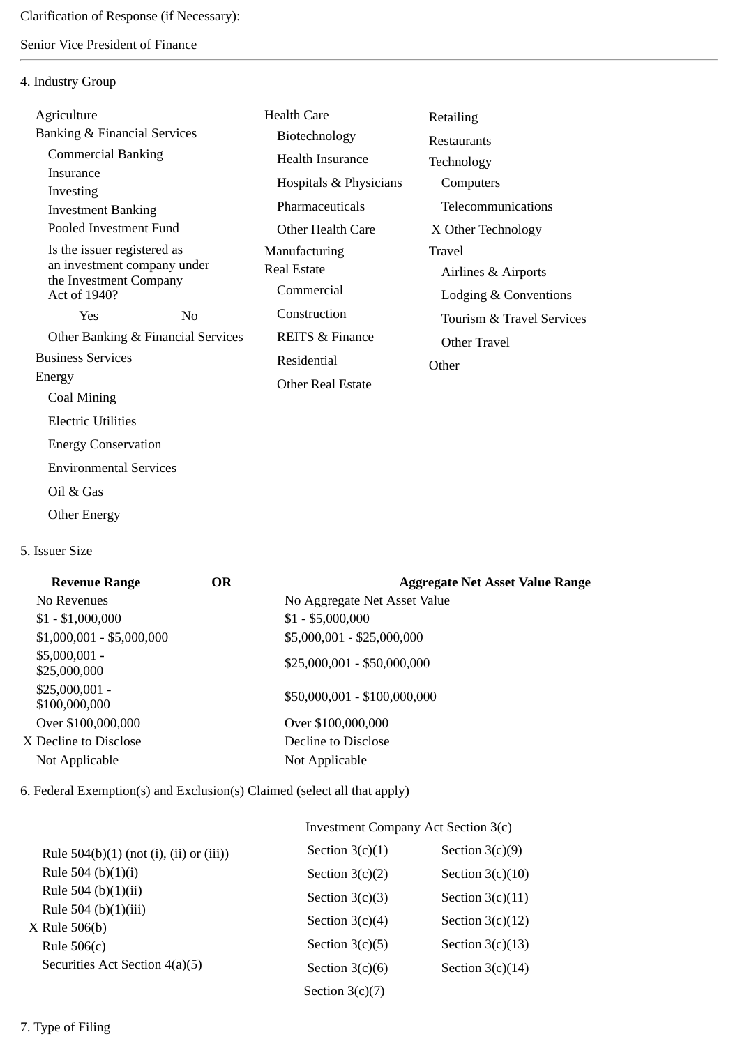Clarification of Response (if Necessary):

Senior Vice President of Finance

---

4. Industry Group

Agriculture
Banking & Financial Services
- Commercial Banking
- Insurance
- Investing
- Investment Banking
- Pooled Investment Fund
- Is the issuer registered as an investment company under the Investment Company Act of 1940?
  - Yes
  - No
- Other Banking & Financial Services

Business Services
Energy
- Coal Mining
- Electric Utilities
- Energy Conservation
- Environmental Services
- Oil & Gas
- Other Energy

Health Care
- Biotechnology
- Health Insurance
- Hospitals & Physicians
- Pharmaceuticals
- Other Health Care

Manufacturing
Real Estate
- Commercial
- Construction
- REITS & Finance
- Residential
- Other Real Estate

Retailing
Restaurants
Technology
- Computers
- Telecommunications
- X Other Technology

Travel
- Airlines & Airports
- Lodging & Conventions
- Tourism & Travel Services
- Other Travel

Other

5. Issuer Size

| Revenue Range | OR | Aggregate Net Asset Value Range |
|---|---|---|
| No Revenues | | No Aggregate Net Asset Value |
| $1 - $1,000,000 | | $1 - $5,000,000 |
| $1,000,001 - $5,000,000 | | $5,000,001 - $25,000,000 |
| $5,000,001 - $25,000,000 | | $25,000,001 - $50,000,000 |
| $25,000,001 - $100,000,000 | | $50,000,001 - $100,000,000 |
| Over $100,000,000 | | Over $100,000,000 |
| X Decline to Disclose | | Decline to Disclose |
| Not Applicable | | Not Applicable |

6. Federal Exemption(s) and Exclusion(s) Claimed (select all that apply)

- Rule 504(b)(1) (not (i), (ii) or (iii))
- Rule 504 (b)(1)(i)
- Rule 504 (b)(1)(ii)
- Rule 504 (b)(1)(iii)
- X Rule 506(b)
- Rule 506(c)
- Securities Act Section 4(a)(5)

Investment Company Act Section 3(c)

| | |
|---|---|
| Section 3(c)(1) | Section 3(c)(9) |
| Section 3(c)(2) | Section 3(c)(10) |
| Section 3(c)(3) | Section 3(c)(11) |
| Section 3(c)(4) | Section 3(c)(12) |
| Section 3(c)(5) | Section 3(c)(13) |
| Section 3(c)(6) | Section 3(c)(14) |
| Section 3(c)(7) | |

7. Type of Filing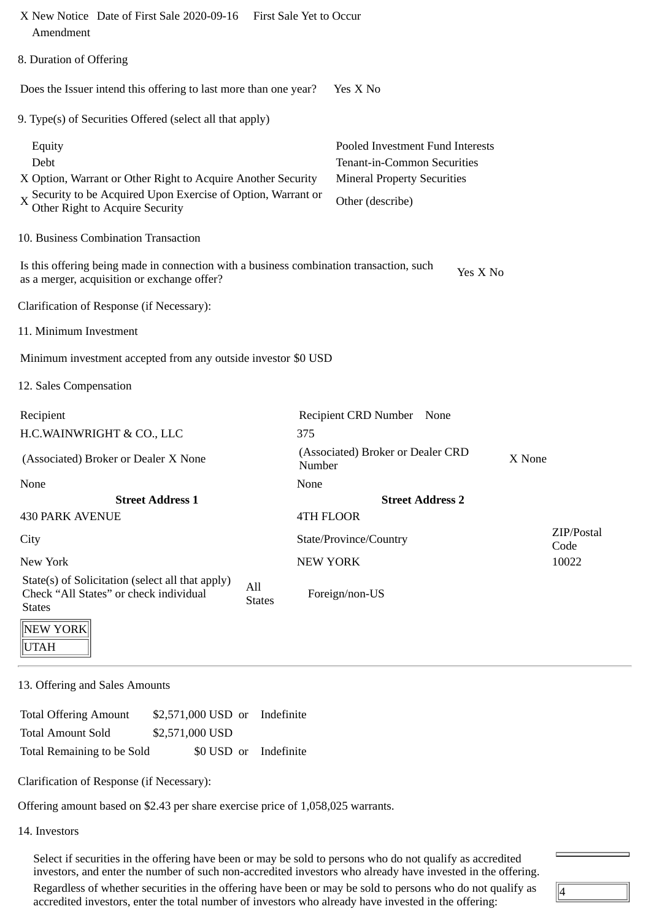X New Notice Date of First Sale 2020-09-16 First Sale Yet to Occur
Amendment

8. Duration of Offering

Does the Issuer intend this offering to last more than one year? Yes X No

9. Type(s) of Securities Offered (select all that apply)

| | |
|---|---|
| Equity | Pooled Investment Fund Interests |
| Debt | Tenant-in-Common Securities |
| X Option, Warrant or Other Right to Acquire Another Security | Mineral Property Securities |
| X Security to be Acquired Upon Exercise of Option, Warrant or Other Right to Acquire Security | Other (describe) |

10. Business Combination Transaction

Is this offering being made in connection with a business combination transaction, such as a merger, acquisition or exchange offer? Yes X No

Clarification of Response (if Necessary):

11. Minimum Investment

Minimum investment accepted from any outside investor $0 USD

12. Sales Compensation

| Recipient | Recipient CRD Number None | |
|---|---|---|
| H.C.WAINWRIGHT & CO., LLC | 375 | |
| (Associated) Broker or Dealer X None | (Associated) Broker or Dealer CRD Number | X None |
| None | None | |
| **Street Address 1** | **Street Address 2** | |
| 430 PARK AVENUE | 4TH FLOOR | |
| City | State/Province/Country | ZIP/Postal Code |
| New York | NEW YORK | 10022 |

State(s) of Solicitation (select all that apply) Check “All States” or check individual States | All States | Foreign/non-US

| |
|---|
| NEW YORK |
| UTAH |

13. Offering and Sales Amounts

| | | |
|---|---|---|
| Total Offering Amount | $2,571,000 USD or | Indefinite |
| Total Amount Sold | $2,571,000 USD | |
| Total Remaining to be Sold | $0 USD or | Indefinite |

Clarification of Response (if Necessary):

Offering amount based on $2.43 per share exercise price of 1,058,025 warrants.

14. Investors

Select if securities in the offering have been or may be sold to persons who do not qualify as accredited investors, and enter the number of such non-accredited investors who already have invested in the offering.

Regardless of whether securities in the offering have been or may be sold to persons who do not qualify as accredited investors, enter the total number of investors who already have invested in the offering: 4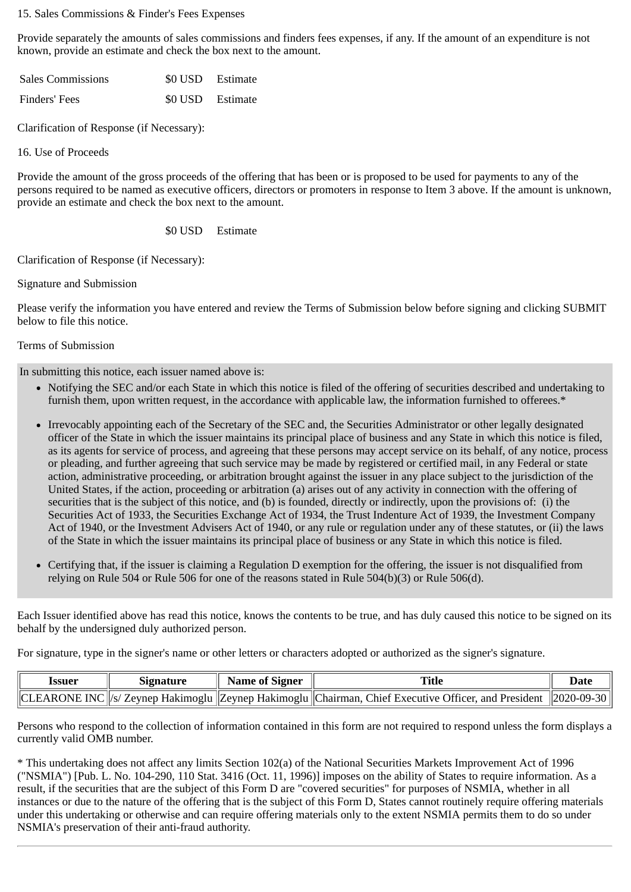15. Sales Commissions & Finder's Fees Expenses

Provide separately the amounts of sales commissions and finders fees expenses, if any. If the amount of an expenditure is not known, provide an estimate and check the box next to the amount.

| | | |
|---|---|---|
| Sales Commissions | $0 USD | Estimate |
| Finders' Fees | $0 USD | Estimate |

Clarification of Response (if Necessary):

16. Use of Proceeds

Provide the amount of the gross proceeds of the offering that has been or is proposed to be used for payments to any of the persons required to be named as executive officers, directors or promoters in response to Item 3 above. If the amount is unknown, provide an estimate and check the box next to the amount.

$0 USD Estimate

Clarification of Response (if Necessary):

Signature and Submission

Please verify the information you have entered and review the Terms of Submission below before signing and clicking SUBMIT below to file this notice.

Terms of Submission

In submitting this notice, each issuer named above is:

- Notifying the SEC and/or each State in which this notice is filed of the offering of securities described and undertaking to furnish them, upon written request, in the accordance with applicable law, the information furnished to offerees.*
- Irrevocably appointing each of the Secretary of the SEC and, the Securities Administrator or other legally designated officer of the State in which the issuer maintains its principal place of business and any State in which this notice is filed, as its agents for service of process, and agreeing that these persons may accept service on its behalf, of any notice, process or pleading, and further agreeing that such service may be made by registered or certified mail, in any Federal or state action, administrative proceeding, or arbitration brought against the issuer in any place subject to the jurisdiction of the United States, if the action, proceeding or arbitration (a) arises out of any activity in connection with the offering of securities that is the subject of this notice, and (b) is founded, directly or indirectly, upon the provisions of: (i) the Securities Act of 1933, the Securities Exchange Act of 1934, the Trust Indenture Act of 1939, the Investment Company Act of 1940, or the Investment Advisers Act of 1940, or any rule or regulation under any of these statutes, or (ii) the laws of the State in which the issuer maintains its principal place of business or any State in which this notice is filed.
- Certifying that, if the issuer is claiming a Regulation D exemption for the offering, the issuer is not disqualified from relying on Rule 504 or Rule 506 for one of the reasons stated in Rule 504(b)(3) or Rule 506(d).

Each Issuer identified above has read this notice, knows the contents to be true, and has duly caused this notice to be signed on its behalf by the undersigned duly authorized person.

For signature, type in the signer's name or other letters or characters adopted or authorized as the signer's signature.

| Issuer | Signature | Name of Signer | Title | Date |
|---|---|---|---|---|
| CLEARONE INC | /s/ Zeynep Hakimoglu | Zeynep Hakimoglu | Chairman, Chief Executive Officer, and President | 2020-09-30 |

Persons who respond to the collection of information contained in this form are not required to respond unless the form displays a currently valid OMB number.

* This undertaking does not affect any limits Section 102(a) of the National Securities Markets Improvement Act of 1996 ("NSMIA") [Pub. L. No. 104-290, 110 Stat. 3416 (Oct. 11, 1996)] imposes on the ability of States to require information. As a result, if the securities that are the subject of this Form D are "covered securities" for purposes of NSMIA, whether in all instances or due to the nature of the offering that is the subject of this Form D, States cannot routinely require offering materials under this undertaking or otherwise and can require offering materials only to the extent NSMIA permits them to do so under NSMIA's preservation of their anti-fraud authority.